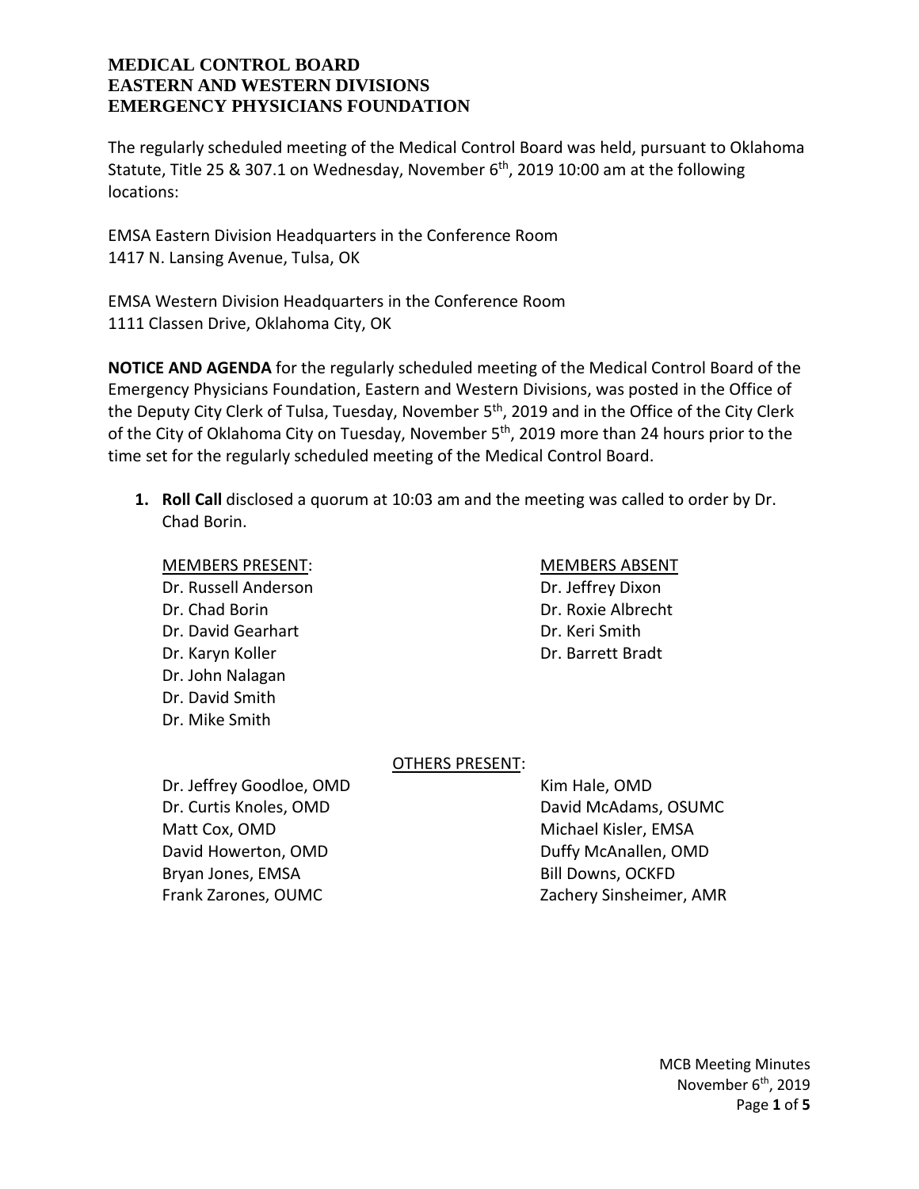# MEDICAL CONTROL BOARD
# EASTERN AND WESTERN DIVISIONS
# EMERGENCY PHYSICIANS FOUNDATION

The regularly scheduled meeting of the Medical Control Board was held, pursuant to Oklahoma Statute, Title 25 & 307.1 on Wednesday, November 6th, 2019 10:00 am at the following locations:

EMSA Eastern Division Headquarters in the Conference Room
1417 N. Lansing Avenue, Tulsa, OK

EMSA Western Division Headquarters in the Conference Room
1111 Classen Drive, Oklahoma City, OK

**NOTICE AND AGENDA** for the regularly scheduled meeting of the Medical Control Board of the Emergency Physicians Foundation, Eastern and Western Divisions, was posted in the Office of the Deputy City Clerk of Tulsa, Tuesday, November 5th, 2019 and in the Office of the City Clerk of the City of Oklahoma City on Tuesday, November 5th, 2019 more than 24 hours prior to the time set for the regularly scheduled meeting of the Medical Control Board.

1. **Roll Call** disclosed a quorum at 10:03 am and the meeting was called to order by Dr. Chad Borin.

| MEMBERS PRESENT: | MEMBERS ABSENT |
|---|---|
| Dr. Russell Anderson | Dr. Jeffrey Dixon |
| Dr. Chad Borin | Dr. Roxie Albrecht |
| Dr. David Gearhart | Dr. Keri Smith |
| Dr. Karyn Koller | Dr. Barrett Bradt |
| Dr. John Nalagan | |
| Dr. David Smith | |
| Dr. Mike Smith | |

OTHERS PRESENT:

| | |
|---|---|
| Dr. Jeffrey Goodloe, OMD | Kim Hale, OMD |
| Dr. Curtis Knoles, OMD | David McAdams, OSUMC |
| Matt Cox, OMD | Michael Kisler, EMSA |
| David Howerton, OMD | Duffy McAnallen, OMD |
| Bryan Jones, EMSA | Bill Downs, OCKFD |
| Frank Zarones, OUMC | Zachery Sinsheimer, AMR |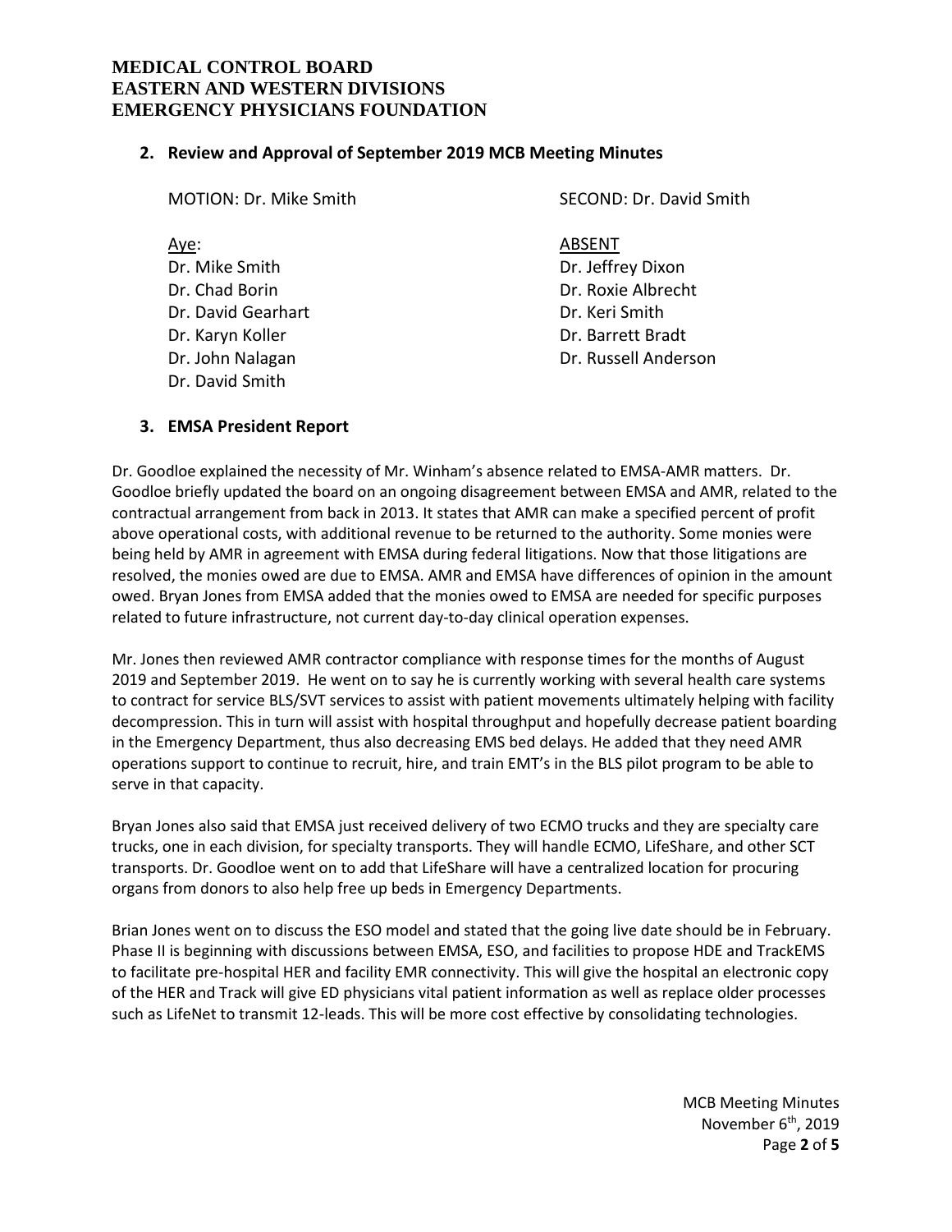## 2. Review and Approval of September 2019 MCB Meeting Minutes

MOTION: Dr. Mike Smith

SECOND: Dr. David Smith

| Aye: | ABSENT |
|---|---|
| Dr. Mike Smith | Dr. Jeffrey Dixon |
| Dr. Chad Borin | Dr. Roxie Albrecht |
| Dr. David Gearhart | Dr. Keri Smith |
| Dr. Karyn Koller | Dr. Barrett Bradt |
| Dr. John Nalagan | Dr. Russell Anderson |
| Dr. David Smith | |

## 3. EMSA President Report

Dr. Goodloe explained the necessity of Mr. Winham's absence related to EMSA-AMR matters. Dr. Goodloe briefly updated the board on an ongoing disagreement between EMSA and AMR, related to the contractual arrangement from back in 2013. It states that AMR can make a specified percent of profit above operational costs, with additional revenue to be returned to the authority. Some monies were being held by AMR in agreement with EMSA during federal litigations. Now that those litigations are resolved, the monies owed are due to EMSA. AMR and EMSA have differences of opinion in the amount owed. Bryan Jones from EMSA added that the monies owed to EMSA are needed for specific purposes related to future infrastructure, not current day-to-day clinical operation expenses.

Mr. Jones then reviewed AMR contractor compliance with response times for the months of August 2019 and September 2019. He went on to say he is currently working with several health care systems to contract for service BLS/SVT services to assist with patient movements ultimately helping with facility decompression. This in turn will assist with hospital throughput and hopefully decrease patient boarding in the Emergency Department, thus also decreasing EMS bed delays. He added that they need AMR operations support to continue to recruit, hire, and train EMT's in the BLS pilot program to be able to serve in that capacity.

Bryan Jones also said that EMSA just received delivery of two ECMO trucks and they are specialty care trucks, one in each division, for specialty transports. They will handle ECMO, LifeShare, and other SCT transports. Dr. Goodloe went on to add that LifeShare will have a centralized location for procuring organs from donors to also help free up beds in Emergency Departments.

Brian Jones went on to discuss the ESO model and stated that the going live date should be in February. Phase II is beginning with discussions between EMSA, ESO, and facilities to propose HDE and TrackEMS to facilitate pre-hospital HER and facility EMR connectivity. This will give the hospital an electronic copy of the HER and Track will give ED physicians vital patient information as well as replace older processes such as LifeNet to transmit 12-leads. This will be more cost effective by consolidating technologies.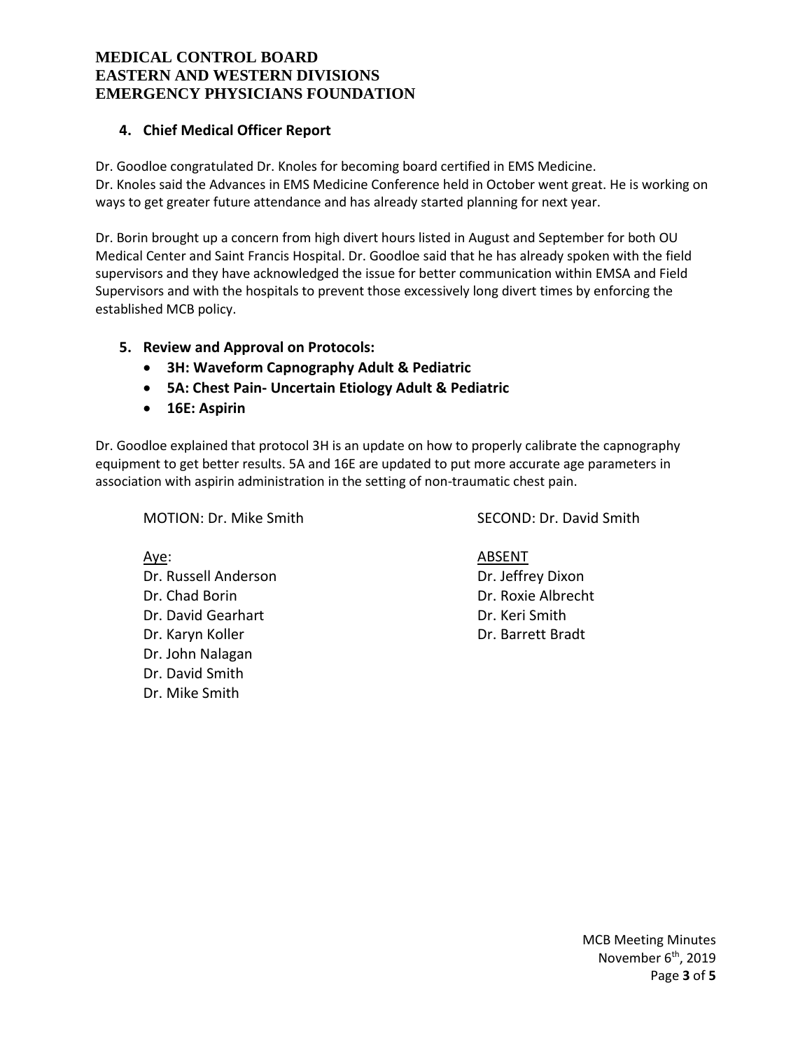## 4. Chief Medical Officer Report

Dr. Goodloe congratulated Dr. Knoles for becoming board certified in EMS Medicine.
Dr. Knoles said the Advances in EMS Medicine Conference held in October went great. He is working on ways to get greater future attendance and has already started planning for next year.

Dr. Borin brought up a concern from high divert hours listed in August and September for both OU Medical Center and Saint Francis Hospital. Dr. Goodloe said that he has already spoken with the field supervisors and they have acknowledged the issue for better communication within EMSA and Field Supervisors and with the hospitals to prevent those excessively long divert times by enforcing the established MCB policy.

## 5. Review and Approval on Protocols:

- **3H: Waveform Capnography Adult & Pediatric**
- **5A: Chest Pain- Uncertain Etiology Adult & Pediatric**
- **16E: Aspirin**

Dr. Goodloe explained that protocol 3H is an update on how to properly calibrate the capnography equipment to get better results. 5A and 16E are updated to put more accurate age parameters in association with aspirin administration in the setting of non-traumatic chest pain.

MOTION: Dr. Mike Smith

SECOND: Dr. David Smith

Aye:
Dr. Russell Anderson
Dr. Chad Borin
Dr. David Gearhart
Dr. Karyn Koller
Dr. John Nalagan
Dr. David Smith
Dr. Mike Smith

ABSENT
Dr. Jeffrey Dixon
Dr. Roxie Albrecht
Dr. Keri Smith
Dr. Barrett Bradt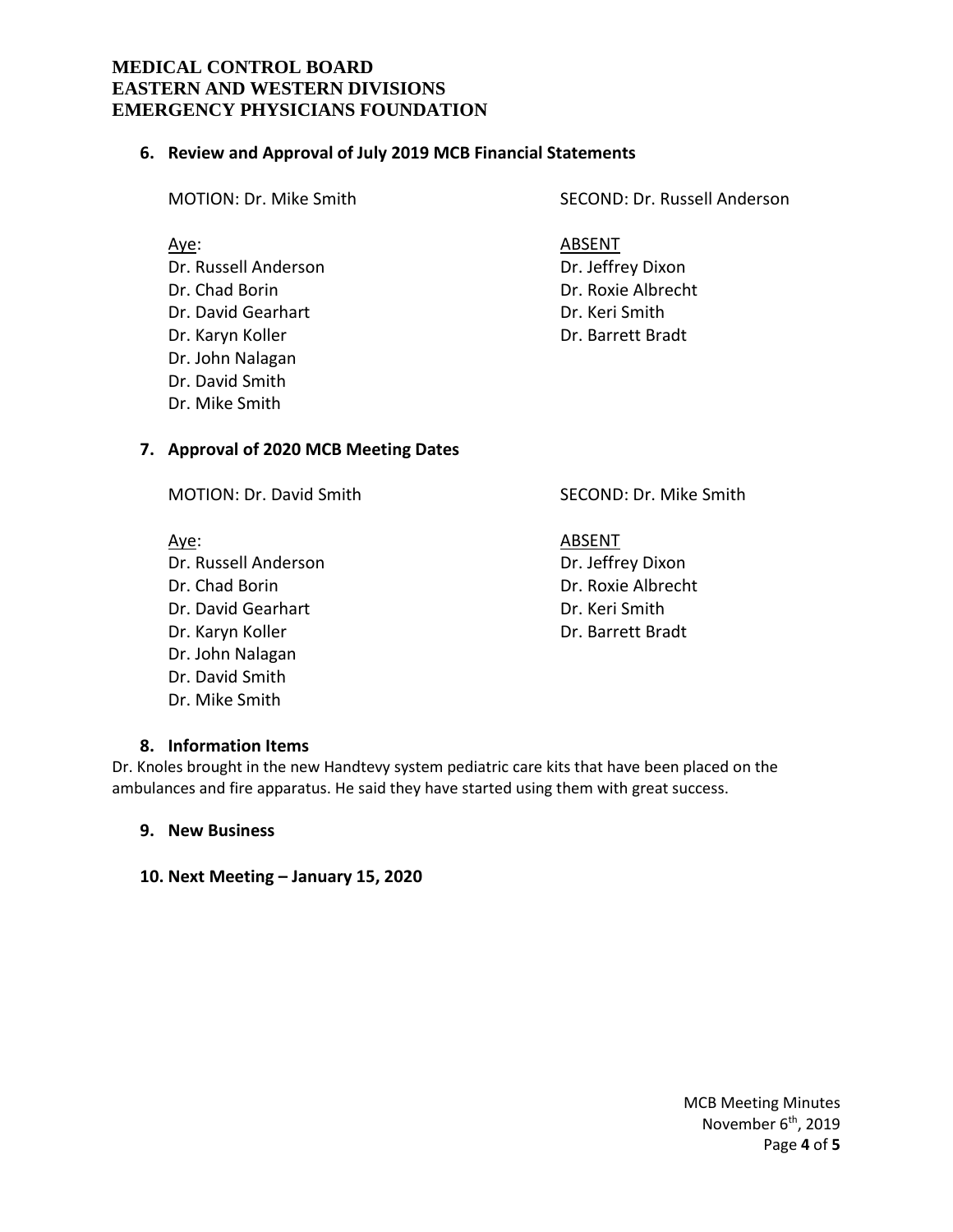**MEDICAL CONTROL BOARD**
**EASTERN AND WESTERN DIVISIONS**
**EMERGENCY PHYSICIANS FOUNDATION**

### 6. Review and Approval of July 2019 MCB Financial Statements

MOTION: Dr. Mike Smith

SECOND: Dr. Russell Anderson

| Aye: | ABSENT |
|---|---|
| Dr. Russell Anderson | Dr. Jeffrey Dixon |
| Dr. Chad Borin | Dr. Roxie Albrecht |
| Dr. David Gearhart | Dr. Keri Smith |
| Dr. Karyn Koller | Dr. Barrett Bradt |
| Dr. John Nalagan | |
| Dr. David Smith | |
| Dr. Mike Smith | |

### 7. Approval of 2020 MCB Meeting Dates

MOTION: Dr. David Smith

SECOND: Dr. Mike Smith

| Aye: | ABSENT |
|---|---|
| Dr. Russell Anderson | Dr. Jeffrey Dixon |
| Dr. Chad Borin | Dr. Roxie Albrecht |
| Dr. David Gearhart | Dr. Keri Smith |
| Dr. Karyn Koller | Dr. Barrett Bradt |
| Dr. John Nalagan | |
| Dr. David Smith | |
| Dr. Mike Smith | |

### 8. Information Items

Dr. Knoles brought in the new Handtevy system pediatric care kits that have been placed on the ambulances and fire apparatus. He said they have started using them with great success.

### 9. New Business

### 10. Next Meeting – January 15, 2020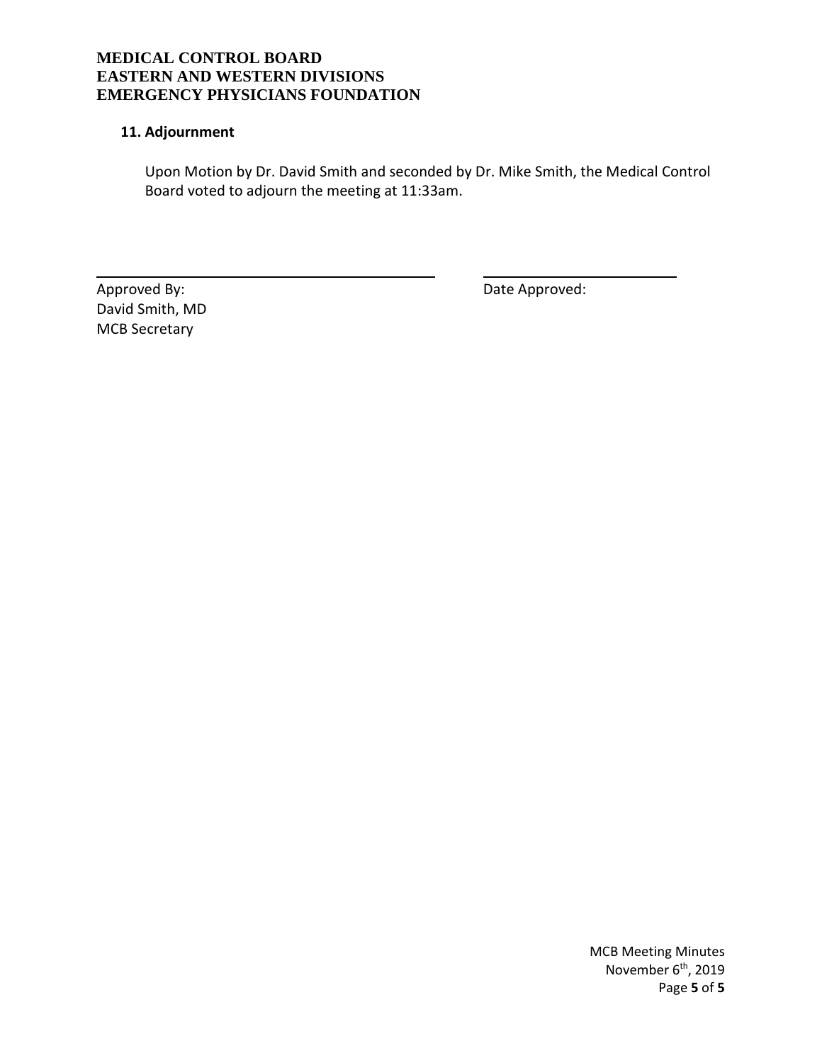**MEDICAL CONTROL BOARD**
**EASTERN AND WESTERN DIVISIONS**
**EMERGENCY PHYSICIANS FOUNDATION**

### 11. Adjournment

Upon Motion by Dr. David Smith and seconded by Dr. Mike Smith, the Medical Control Board voted to adjourn the meeting at 11:33am.

\_\_\_\_\_\_\_\_\_\_\_\_\_\_\_\_\_\_\_\_\_\_\_\_\_\_\_\_\_\_\_\_\_\_\_\_\_\_\_\_ \_\_\_\_\_\_\_\_\_\_\_\_\_\_\_\_\_\_\_\_\_\_\_\_

Approved By: Date Approved:
David Smith, MD
MCB Secretary